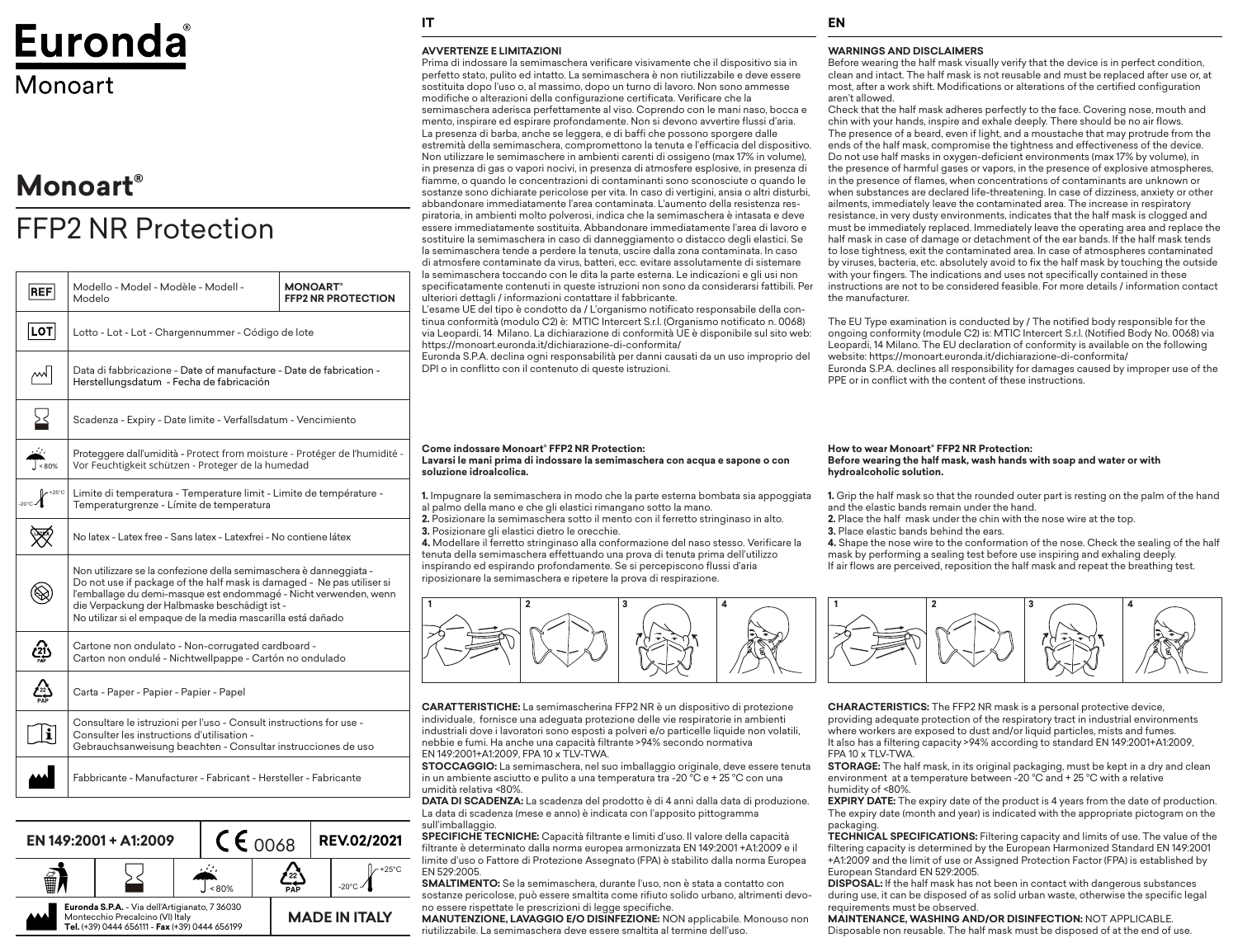# Euronda®

Monoart

# Monoart®

## FFP2 NR Protection

| | | |
|---|---|---|
| REF | Modello - Model - Modèle - Modell - Modelo | **MONOART® FFP2 NR PROTECTION** |
| LOT | Lotto - Lot - Lot - Chargennummer - Código de lote | |
| | Data di fabbricazione - Date of manufacture - Date de fabrication - Herstellungsdatum - Fecha de fabricación | |
| | Scadenza - Expiry - Date limite - Verfallsdatum - Vencimiento | |
| < 80% | Proteggere dall'umidità - Protect from moisture - Protéger de l'humidité - Vor Feuchtigkeit schützen - Proteger de la humedad | |
| -20°C +25°C | Limite di temperatura - Temperature limit - Limite de température - Temperaturgrenze - Límite de temperatura | |
| LATEX | No latex - Latex free - Sans latex - Latexfrei - No contiene látex | |
| | Non utilizzare se la confezione della semimaschera è danneggiata - Do not use if package of the half mask is damaged - Ne pas utiliser si l'emballage du demi-masque est endommagé - Nicht verwenden, wenn die Verpackung der Halbmaske beschädigt ist - No utilizar si el empaque de la media mascarilla está dañado | |
| 21 PAP | Cartone non ondulato - Non-corrugated cardboard - Carton non ondulé - Nichtwellpappe - Cartón no ondulado | |
| 22 PAP | Carta - Paper - Papier - Papier - Papel | |
| i | Consultare le istruzioni per l'uso - Consult instructions for use - Consulter les instructions d'utilisation - Gebrauchsanweisung beachten - Consultar instrucciones de uso | |
| | Fabbricante - Manufacturer - Fabricant - Hersteller - Fabricante | |

| EN 149:2001 + A1:2009 | CE 0068 | REV.02/2021 |
|---|---|---|
| < 80% · 22 PAP · -20°C +25°C | | |
| **Euronda S.P.A.** - Via dell'Artigianato, 7 36030 Montecchio Precalcino (VI) Italy **Tel.** (+39) 0444 656111 - **Fax** (+39) 0444 656199 | | **MADE IN ITALY** |

## IT

**AVVERTENZE E LIMITAZIONI**

Prima di indossare la semimaschera verificare visivamente che il dispositivo sia in perfetto stato, pulito ed intatto. La semimaschera è non riutilizzabile e deve essere sostituita dopo l'uso o, al massimo, dopo un turno di lavoro. Non sono ammesse modifiche o alterazioni della configurazione certificata. Verificare che la semimaschera aderisca perfettamente al viso. Coprendo con le mani naso, bocca e mento, inspirare ed espirare profondamente. Non si devono avvertire flussi d'aria. La presenza di barba, anche se leggera, e di baffi che possono sporgere dalle estremità della semimaschera, compromettono la tenuta e l'efficacia del dispositivo. Non utilizzare le semimaschere in ambienti carenti di ossigeno (max 17% in volume), in presenza di gas o vapori nocivi, in presenza di atmosfere esplosive, in presenza di fiamme, o quando le concentrazioni di contaminanti sono sconosciute o quando le sostanze sono dichiarate pericolose per vita. In caso di vertigini, ansia o altri disturbi, abbandonare immediatamente l'area contaminata. L'aumento della resistenza respiratoria, in ambienti molto polverosi, indica che la semimaschera è intasata e deve essere immediatamente sostituita. Abbandonare immediatamente l'area di lavoro e sostituire la semimaschera in caso di danneggiamento o distacco degli elastici. Se la semimaschera tende a perdere la tenuta, uscire dalla zona contaminata. In caso di atmosfere contaminate da virus, batteri, ecc. evitare assolutamente di sistemare la semimaschera toccando con le dita la parte esterna. Le indicazioni e gli usi non specificatamente contenuti in queste istruzioni non sono da considerarsi fattibili. Per ulteriori dettagli / informazioni contattare il fabbricante.

L'esame UE del tipo è condotto da / L'organismo notificato responsabile della continua conformità (modulo C2) è: MTIC Intercert S.r.l. (Organismo notificato n. 0068) via Leopardi, 14 Milano. La dichiarazione di conformità UE è disponibile sul sito web: https://monoart.euronda.it/dichiarazione-di-conformita/

Euronda S.P.A. declina ogni responsabilità per danni causati da un uso improprio del DPI o in conflitto con il contenuto di queste istruzioni.

**Come indossare Monoart® FFP2 NR Protection:**
**Lavarsi le mani prima di indossare la semimaschera con acqua e sapone o con soluzione idroalcolica.**

**1.** Impugnare la semimaschera in modo che la parte esterna bombata sia appoggiata al palmo della mano e che gli elastici rimangano sotto la mano.
**2.** Posizionare la semimaschera sotto il mento con il ferretto stringinaso in alto.
**3.** Posizionare gli elastici dietro le orecchie.
**4.** Modellare il ferretto stringinaso alla conformazione del naso stesso. Verificare la tenuta della semimaschera effettuando una prova di tenuta prima dell'utilizzo inspirando ed espirando profondamente. Se si percepiscono flussi d'aria riposizionare la semimaschera e ripetere la prova di respirazione.

1 2 3 4

**CARATTERISTICHE:** La semimascherina FFP2 NR è un dispositivo di protezione individuale, fornisce una adeguata protezione delle vie respiratorie in ambienti industriali dove i lavoratori sono esposti a polveri e/o particelle liquide non volatili, nebbie e fumi. Ha anche una capacità filtrante >94% secondo normativa EN 149:2001+A1:2009, FPA 10 x TLV-TWA.

**STOCCAGGIO:** La semimaschera, nel suo imballaggio originale, deve essere tenuta in un ambiente asciutto e pulito a una temperatura tra -20 °C e + 25 °C con una umidità relativa <80%.

**DATA DI SCADENZA:** La scadenza del prodotto è di 4 anni dalla data di produzione. La data di scadenza (mese e anno) è indicata con l'apposito pittogramma sull'imballaggio.

**SPECIFICHE TECNICHE:** Capacità filtrante e limiti d'uso. Il valore della capacità filtrante è determinato dalla norma europea armonizzata EN 149:2001 +A1:2009 e il limite d'uso o Fattore di Protezione Assegnato (FPA) è stabilito dalla norma Europea EN 529:2005.

**SMALTIMENTO:** Se la semimaschera, durante l'uso, non è stata a contatto con sostanze pericolose, può essere smaltita come rifiuto solido urbano, altrimenti devono essere rispettate le prescrizioni di legge specifiche.

**MANUTENZIONE, LAVAGGIO E/O DISINFEZIONE:** NON applicabile. Monouso non riutilizzabile. La semimaschera deve essere smaltita al termine dell'uso.

## EN

**WARNINGS AND DISCLAIMERS**

Before wearing the half mask visually verify that the device is in perfect condition, clean and intact. The half mask is not reusable and must be replaced after use or, at most, after a work shift. Modifications or alterations of the certified configuration aren't allowed.

Check that the half mask adheres perfectly to the face. Covering nose, mouth and chin with your hands, inspire and exhale deeply. There should be no air flows. The presence of a beard, even if light, and a moustache that may protrude from the ends of the half mask, compromise the tightness and effectiveness of the device. Do not use half masks in oxygen-deficient environments (max 17% by volume), in the presence of harmful gases or vapors, in the presence of explosive atmospheres, in the presence of flames, when concentrations of contaminants are unknown or when substances are declared life-threatening. In case of dizziness, anxiety or other ailments, immediately leave the contaminated area. The increase in respiratory resistance, in very dusty environments, indicates that the half mask is clogged and must be immediately replaced. Immediately leave the operating area and replace the half mask in case of damage or detachment of the ear bands. If the half mask tends to lose tightness, exit the contaminated area. In case of atmospheres contaminated by viruses, bacteria, etc. absolutely avoid to fix the half mask by touching the outside with your fingers. The indications and uses not specifically contained in these instructions are not to be considered feasible. For more details / information contact the manufacturer.

The EU Type examination is conducted by / The notified body responsible for the ongoing conformity (module C2) is: MTIC Intercert S.r.l. (Notified Body No. 0068) via Leopardi, 14 Milano. The EU declaration of conformity is available on the following website: https://monoart.euronda.it/dichiarazione-di-conformita/

Euronda S.P.A. declines all responsibility for damages caused by improper use of the PPE or in conflict with the content of these instructions.

**How to wear Monoart® FFP2 NR Protection:**
**Before wearing the half mask, wash hands with soap and water or with hydroalcoholic solution.**

**1.** Grip the half mask so that the rounded outer part is resting on the palm of the hand and the elastic bands remain under the hand.
**2.** Place the half mask under the chin with the nose wire at the top.
**3.** Place elastic bands behind the ears.
**4.** Shape the nose wire to the conformation of the nose. Check the sealing of the half mask by performing a sealing test before use inspiring and exhaling deeply. If air flows are perceived, reposition the half mask and repeat the breathing test.

1 2 3 4

**CHARACTERISTICS:** The FFP2 NR mask is a personal protective device, providing adequate protection of the respiratory tract in industrial environments where workers are exposed to dust and/or liquid particles, mists and fumes. It also has a filtering capacity >94% according to standard EN 149:2001+A1:2009, FPA 10 x TLV-TWA.

**STORAGE:** The half mask, in its original packaging, must be kept in a dry and clean environment at a temperature between -20 °C and + 25 °C with a relative humidity of <80%.

**EXPIRY DATE:** The expiry date of the product is 4 years from the date of production. The expiry date (month and year) is indicated with the appropriate pictogram on the packaging.

**TECHNICAL SPECIFICATIONS:** Filtering capacity and limits of use. The value of the filtering capacity is determined by the European Harmonized Standard EN 149:2001 +A1:2009 and the limit of use or Assigned Protection Factor (FPA) is established by European Standard EN 529:2005.

**DISPOSAL:** If the half mask has not been in contact with dangerous substances during use, it can be disposed of as solid urban waste, otherwise the specific legal requirements must be observed.

**MAINTENANCE, WASHING AND/OR DISINFECTION:** NOT APPLICABLE. Disposable non reusable. The half mask must be disposed of at the end of use.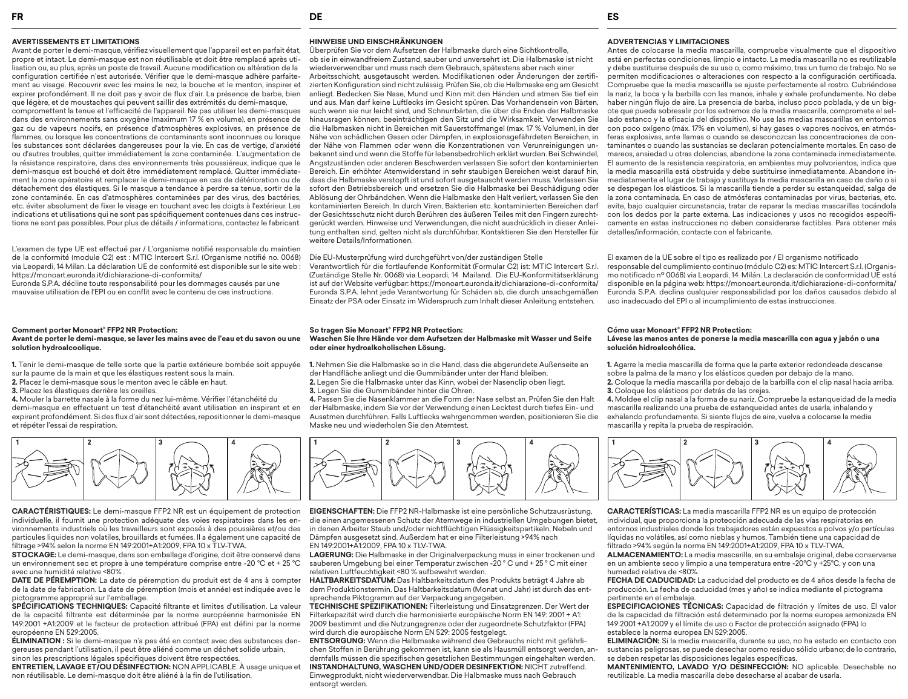# FR

## AVERTISSEMENTS ET LIMITATIONS

Avant de porter le demi-masque, vérifiez visuellement que l'appareil est en parfait état, propre et intact. Le demi-masque est non réutilisable et doit être remplacé après utilisation ou, au plus, après un poste de travail. Aucune modification ou altération de la configuration certifiée n'est autorisée. Vérifier que le demi-masque adhère parfaitement au visage. Recouvrir avec les mains le nez, la bouche et le menton, inspirer et expirer profondément. Il ne doit pas y avoir de flux d'air. La présence de barbe, bien que légère, et de moustaches qui peuvent saillir des extrémités du demi-masque, compromettent la tenue et l'efficacité de l'appareil. Ne pas utiliser les demi-masques dans des environnements sans oxygène (maximum 17 % en volume), en présence de gaz ou de vapeurs nocifs, en présence d'atmosphères explosives, en présence de flammes, ou lorsque les concentrations de contaminants sont inconnues ou lorsque les substances sont déclarées dangereuses pour la vie. En cas de vertige, d'anxiété ou d'autres troubles, quitter immédiatement la zone contaminée. L'augmentation de la résistance respiratoire, dans des environnements très poussiéreux, indique que le demi-masque est bouché et doit être immédiatement remplacé. Quitter immédiatement la zone opératoire et remplacer le demi-masque en cas de détérioration ou de détachement des élastiques. Si le masque a tendance à perdre sa tenue, sortir de la zone contaminée. En cas d'atmosphères contaminées par des virus, des bactéries, etc. éviter absolument de fixer le visage en touchant avec les doigts à l'extérieur. Les indications et utilisations qui ne sont pas spécifiquement contenues dans ces instructions ne sont pas possibles. Pour plus de détails / informations, contactez le fabricant.

L'examen de type UE est effectué par / L'organisme notifié responsable du maintien de la conformité (module C2) est : MTIC Intercert S.r.l. (Organisme notifié no. 0068) via Leopardi, 14 Milan. La déclaration UE de conformité est disponible sur le site web : https://monoart.euronda.it/dichiarazione-di-conformita/
Euronda S.P.A. décline toute responsabilité pour les dommages causés par une mauvaise utilisation de l'EPI ou en conflit avec le contenu de ces instructions.

**Comment porter Monoart® FFP2 NR Protection:**
**Avant de porter le demi-masque, se laver les mains avec de l'eau et du savon ou une solution hydroalcoolique.**

**1.** Tenir le demi-masque de telle sorte que la partie extérieure bombée soit appuyée sur la paume de la main et que les élastiques restent sous la main.
**2.** Placez le demi-masque sous le menton avec le câble en haut.
**3.** Placez les élastiques derrière les oreilles.
**4.** Mouler la barrette nasale à la forme du nez lui-même. Vérifier l'étanchéité du demi-masque en effectuant un test d'étanchéité avant utilisation en inspirant et en expirant profondément. Si des flux d'air sont détectées, repositionner le demi-masque et répéter l'essai de respiration.

1 2 3 4

**CARACTÉRISTIQUES:** Le demi-masque FFP2 NR est un équipement de protection individuelle, il fournit une protection adéquate des voies respiratoires dans les environnements industriels où les travailleurs sont exposés à des poussières et/ou des particules liquides non volatiles, brouillards et fumées. Il a également une capacité de filtrage >94% selon la norme EN 149:2001+A1:2009, FPA 10 x TLV-TWA.
**STOCKAGE:** Le demi-masque, dans son emballage d'origine, doit être conservé dans un environnement sec et propre à une température comprise entre -20 °C et + 25 °C avec une humidité relative <80% .
**DATE DE PÉREMPTION:** La date de péremption du produit est de 4 ans à compter de la date de fabrication. La date de péremption (mois et année) est indiquée avec le pictogramme approprié sur l'emballage.
**SPÉCIFICATIONS TECHNIQUES:** Capacité filtrante et limites d'utilisation. La valeur de la capacité filtrante est déterminée par la norme européenne harmonisée EN 149:2001 +A1:2009 et le facteur de protection attribué (FPA) est défini par la norme européenne EN 529:2005.
**ÉLIMINATION :** Si le demi-masque n'a pas été en contact avec des substances dangereuses pendant l'utilisation, il peut être aliéné comme un déchet solide urbain, sinon les prescriptions légales spécifiques doivent être respectées.
**ENTRETIEN, LAVAGE ET/OU DÉSINFECTION:** NON APPLICABLE. À usage unique et non réutilisable. Le demi-masque doit être aliéné à la fin de l'utilisation.

# DE

## HINWEISE UND EINSCHRÄNKUNGEN

Überprüfen Sie vor dem Aufsetzen der Halbmaske durch eine Sichtkontrolle, ob sie in einwandfreiem Zustand, sauber und unversehrt ist. Die Halbmaske ist nicht wiederverwendbar und muss nach dem Gebrauch, spätestens aber nach einer Arbeitsschicht, ausgetauscht werden. Modifikationen oder Änderungen der zertifizierten Konfiguration sind nicht zulässig. Prüfen Sie, ob die Halbmaske eng am Gesicht anliegt. Bedecken Sie Nase, Mund und Kinn mit den Händen und atmen Sie tief ein und aus. Man darf keine Luftlecks im Gesicht spüren. Das Vorhandensein von Bärten, auch wenn sie nur leicht sind, und Schnurrbärten, die über die Enden der Halbmaske hinausragen können, beeinträchtigen den Sitz und die Wirksamkeit. Verwenden Sie die Halbmasken nicht in Bereichen mit Sauerstoffmangel (max. 17 % Volumen), in der Nähe von schädlichen Gasen oder Dämpfen, in explosionsgefährdeten Bereichen, in der Nähe von Flammen oder wenn die Konzentrationen von Verunreinigungen unbekannt sind und wenn die Stoffe für lebensbedrohlich erklärt wurden. Bei Schwindel, Angstzuständen oder anderen Beschwerden verlassen Sie sofort den kontaminierten Bereich. Ein erhöhter Atemwiderstand in sehr staubigen Bereichen weist darauf hin, dass die Halbmaske verstopft ist und sofort ausgetauscht werden muss. Verlassen Sie sofort den Betriebsbereich und ersetzen Sie die Halbmaske bei Beschädigung oder Ablösung der Ohrbändchen. Wenn die Halbmaske den Halt verliert, verlassen Sie den kontaminierten Bereich. In durch Viren, Bakterien etc. kontaminierten Bereichen darf der Gesichtsschutz nicht durch Berühren des äußeren Teiles mit den Fingern zurechtgerückt werden. Hinweise und Verwendungen, die nicht ausdrücklich in dieser Anleitung enthalten sind, gelten nicht als durchführbar. Kontaktieren Sie den Hersteller für weitere Details/Informationen.

Die EU-Musterprüfung wird durchgeführt von/der zuständigen Stelle Verantwortlich für die fortlaufende Konformität (Formular C2) ist: MTIC Intercert S.r.l. (Zuständige Stelle Nr. 0068) via Leopardi, 14 Mailand. Die EU-Konformitätserklärung ist auf der Website verfügbar: https://monoart.euronda.it/dichiarazione-di-conformita/ Euronda S.P.A. lehnt jede Verantwortung für Schäden ab, die durch unsachgemäßen Einsatz der PSA oder Einsatz im Widerspruch zum Inhalt dieser Anleitung entstehen.

**So tragen Sie Monoart® FFP2 NR Protection:**
**Waschen Sie Ihre Hände vor dem Aufsetzen der Halbmaske mit Wasser und Seife oder einer hydroalkoholischen Lösung.**

**1.** Nehmen Sie die Halbmaske so in die Hand, dass die abgerundete Außenseite an der Handfläche anliegt und die Gummibänder unter der Hand bleiben.
**2.** Legen Sie die Halbmaske unter das Kinn, wobei der Nasenclip oben liegt.
**3.** Legen Sie die Gummibänder hinter die Ohren.
**4.** Passen Sie die Nasenklammer an die Form der Nase selbst an. Prüfen Sie den Halt der Halbmaske, indem Sie vor der Verwendung einen Lecktest durch tiefes Ein- und Ausatmen durchführen. Falls Luftlecks wahrgenommen werden, positionieren Sie die Maske neu und wiederholen Sie den Atemtest.

1 2 3 4

**EIGENSCHAFTEN:** Die FFP2 NR-Halbmaske ist eine persönliche Schutzausrüstung, die einen angemessenen Schutz der Atemwege in industriellen Umgebungen bietet, in denen Arbeiter Staub und/oder nichtflüchtigen Flüssigkeitspartikeln, Nebeln und Dämpfen ausgesetzt sind. Außerdem hat er eine Filterleistung >94% nach EN 149:2001+A1:2009, FPA 10 x TLV-TWA.
**LAGERUNG:** Die Halbmaske in der Originalverpackung muss in einer trockenen und sauberen Umgebung bei einer Temperatur zwischen -20 ° C und + 25 ° C mit einer relativen Luftfeuchtigkeit <80 % aufbewahrt werden.
**HALTBARKEITSDATUM:** Das Haltbarkeitsdatum des Produkts beträgt 4 Jahre ab dem Produktionstermin. Das Haltbarkeitsdatum (Monat und Jahr) ist durch das entsprechende Piktogramm auf der Verpackung angegeben.
**TECHNISCHE SPEZIFIKATIONEN:** Filterleistung und Einsatzgrenzen. Der Wert der Filterkapazität wird durch die harmonisierte europäische Norm EN 149: 2001 + A1: 2009 bestimmt und die Nutzungsgrenze oder der zugeordnete Schutzfaktor (FPA) wird durch die europäische Norm EN 529: 2005 festgelegt.
**ENTSORGUNG:** Wenn die Halbmaske während des Gebrauchs nicht mit gefährlichen Stoffen in Berührung gekommen ist, kann sie als Hausmüll entsorgt werden, andernfalls müssen die spezifischen gesetzlichen Bestimmungen eingehalten werden.
**INSTANDHALTUNG, WASCHEN UND/ODER DESINFEKTION:** NICHT zutreffend. Einwegprodukt, nicht wiederverwendbar. Die Halbmaske muss nach Gebrauch entsorgt werden.

# ES

## ADVERTENCIAS Y LIMITACIONES

Antes de colocarse la media mascarilla, compruebe visualmente que el dispositivo está en perfectas condiciones, limpio e intacto. La media mascarilla no es reutilizable y debe sustituirse después de su uso o, como máximo, tras un turno de trabajo. No se permiten modificaciones o alteraciones con respecto a la configuración certificada. Compruebe que la media mascarilla se ajuste perfectamente al rostro. Cubriéndose la nariz, la boca y la barbilla con las manos, inhale y exhale profundamente. No debe haber ningún flujo de aire. La presencia de barba, incluso poco poblada, y de un bigote que pueda sobresalir por los extremos de la media mascarilla, compromete el sellado estanco y la eficacia del dispositivo. No use las medias mascarillas en entornos con poco oxígeno (máx. 17% en volumen), si hay gases o vapores nocivos, en atmósferas explosivas, ante llamas o cuando se desconozcan las concentraciones de contaminantes o cuando las sustancias se declaran potencialmente mortales. En caso de mareos, ansiedad u otras dolencias, abandone la zona contaminada inmediatamente. El aumento de la resistencia respiratoria, en ambientes muy polvorientos, indica que la media mascarilla está obstruida y debe sustituirse inmediatamente. Abandone inmediatamente el lugar de trabajo y sustituya la media mascarilla en caso de daño o si se despegan los elásticos. Si la mascarilla tiende a perder su estanqueidad, salga de la zona contaminada. En caso de atmósferas contaminadas por virus, bacterias, etc. evite, bajo cualquier circunstancia, tratar de reparar la medias mascarillas tocándola con los dedos por la parte externa. Las indicaciones y usos no recogidos específicamente en estas instrucciones no deben considerarse factibles. Para obtener más detalles/información, contacte con el fabricante.

El examen de la UE sobre el tipo es realizado por / El organismo notificado responsable del cumplimiento continuo (módulo C2) es: MTIC Intercert S.r.l. (Organismo notificado nº 0068) via Leopardi, 14 Milán. La declaración de conformidad UE está disponible en la página web: https://monoart.euronda.it/dichiarazione-di-conformita/ Euronda S.P.A. declina cualquier responsabilidad por los daños causados debido al uso inadecuado del EPI o al incumplimiento de estas instrucciones.

**Cómo usar Monoart® FFP2 NR Protection:**
**Lávese las manos antes de ponerse la media mascarilla con agua y jabón o una solución hidroalcohólica.**

**1.** Agarre la media mascarilla de forma que la parte exterior redondeada descanse sobre la palma de la mano y los elásticos queden por debajo de la mano.
**2.** Coloque la media mascarilla por debajo de la barbilla con el clip nasal hacia arriba.
**3.** Coloque los elásticos por detrás de las orejas.
**4.** Moldee el clip nasal a la forma de su nariz. Compruebe la estanqueidad de la media mascarilla realizando una prueba de estanqueidad antes de usarla, inhalando y exhalando profundamente. Si siente flujos de aire, vuelva a colocarse la media mascarilla y repita la prueba de respiración.

1 2 3 4

**CARACTERÍSTICAS:** La media mascarilla FFP2 NR es un equipo de protección individual, que proporciona la protección adecuada de las vías respiratorias en entornos industriales donde los trabajadores están expuestos a polvos y/o partículas líquidas no volátiles, así como nieblas y humos. También tiene una capacidad de filtrado >94% según la norma EN 149:2001+A1:2009, FPA 10 x TLV-TWA.
**ALMACENAMIENTO:** La media mascarilla, en su embalaje original, debe conservarse en un ambiente seco y limpio a una temperatura entre -20°C y +25°C, y con una humedad relativa de <80%.
**FECHA DE CADUCIDAD:** La caducidad del producto es de 4 años desde la fecha de producción. La fecha de caducidad (mes y año) se indica mediante el pictograma pertinente en el embalaje.
**ESPECIFICACIONES TÉCNICAS:** Capacidad de filtración y límites de uso. El valor de la capacidad de filtración está determinado por la norma europea armonizada EN 149:2001 +A1:2009 y el límite de uso o Factor de protección asignado (FPA) lo establece la norma europea EN 529:2005.
**ELIMINACIÓN:** Si la media mascarilla, durante su uso, no ha estado en contacto con sustancias peligrosas, se puede desechar como residuo sólido urbano; de lo contrario, se deben respetar las disposiciones legales específicas.
**MANTENIMIENTO, LAVADO Y/O DESINFECCIÓN:** NO aplicable. Desechable no reutilizable. La media mascarilla debe desecharse al acabar de usarla.